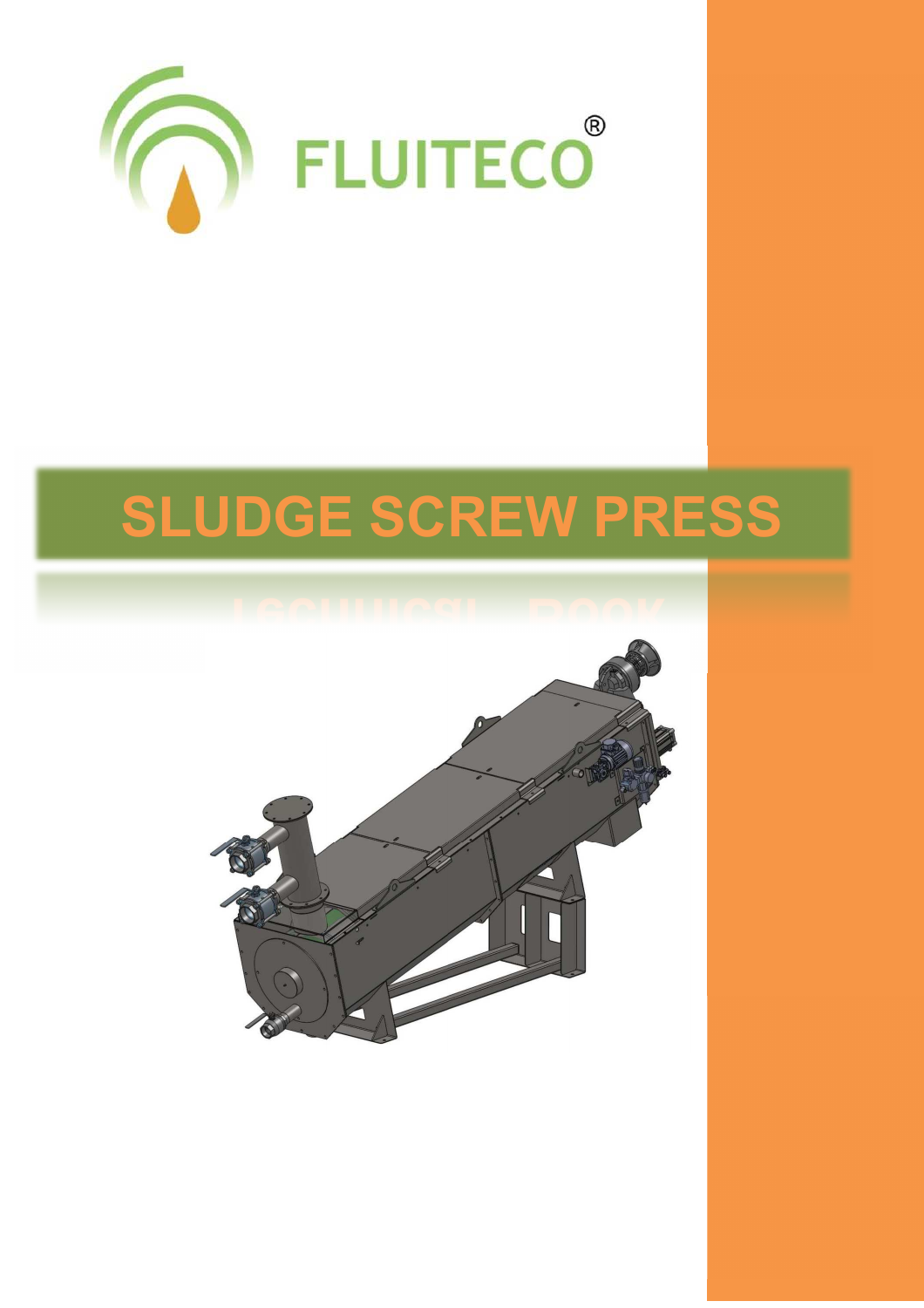FLUITECO®

# SLUDGE SCREW PRESS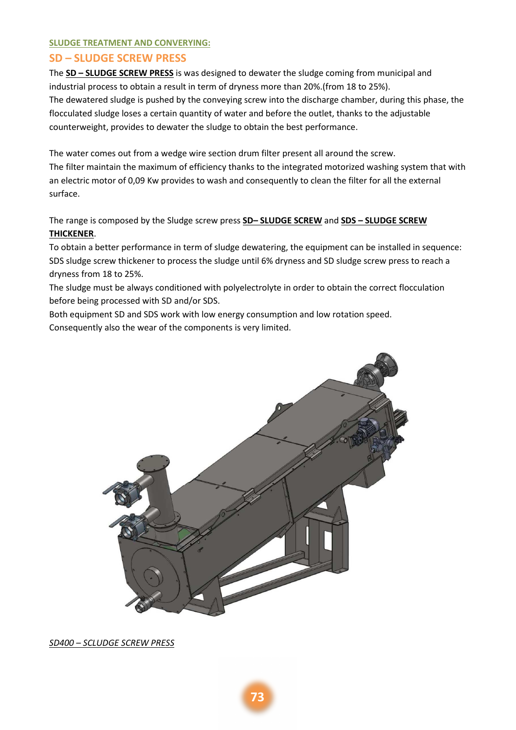**SLUDGE TREATMENT AND CONVERYING:**

## SD – SLUDGE SCREW PRESS

The **SD – SLUDGE SCREW PRESS** is was designed to dewater the sludge coming from municipal and industrial process to obtain a result in term of dryness more than 20%.(from 18 to 25%).
The dewatered sludge is pushed by the conveying screw into the discharge chamber, during this phase, the flocculated sludge loses a certain quantity of water and before the outlet, thanks to the adjustable counterweight, provides to dewater the sludge to obtain the best performance.

The water comes out from a wedge wire section drum filter present all around the screw.
The filter maintain the maximum of efficiency thanks to the integrated motorized washing system that with an electric motor of 0,09 Kw provides to wash and consequently to clean the filter for all the external surface.

The range is composed by the Sludge screw press **SD– SLUDGE SCREW** and **SDS – SLUDGE SCREW THICKENER**.
To obtain a better performance in term of sludge dewatering, the equipment can be installed in sequence: SDS sludge screw thickener to process the sludge until 6% dryness and SD sludge screw press to reach a dryness from 18 to 25%.
The sludge must be always conditioned with polyelectrolyte in order to obtain the correct flocculation before being processed with SD and/or SDS.
Both equipment SD and SDS work with low energy consumption and low rotation speed.
Consequently also the wear of the components is very limited.

*SD400 – SCLUDGE SCREW PRESS*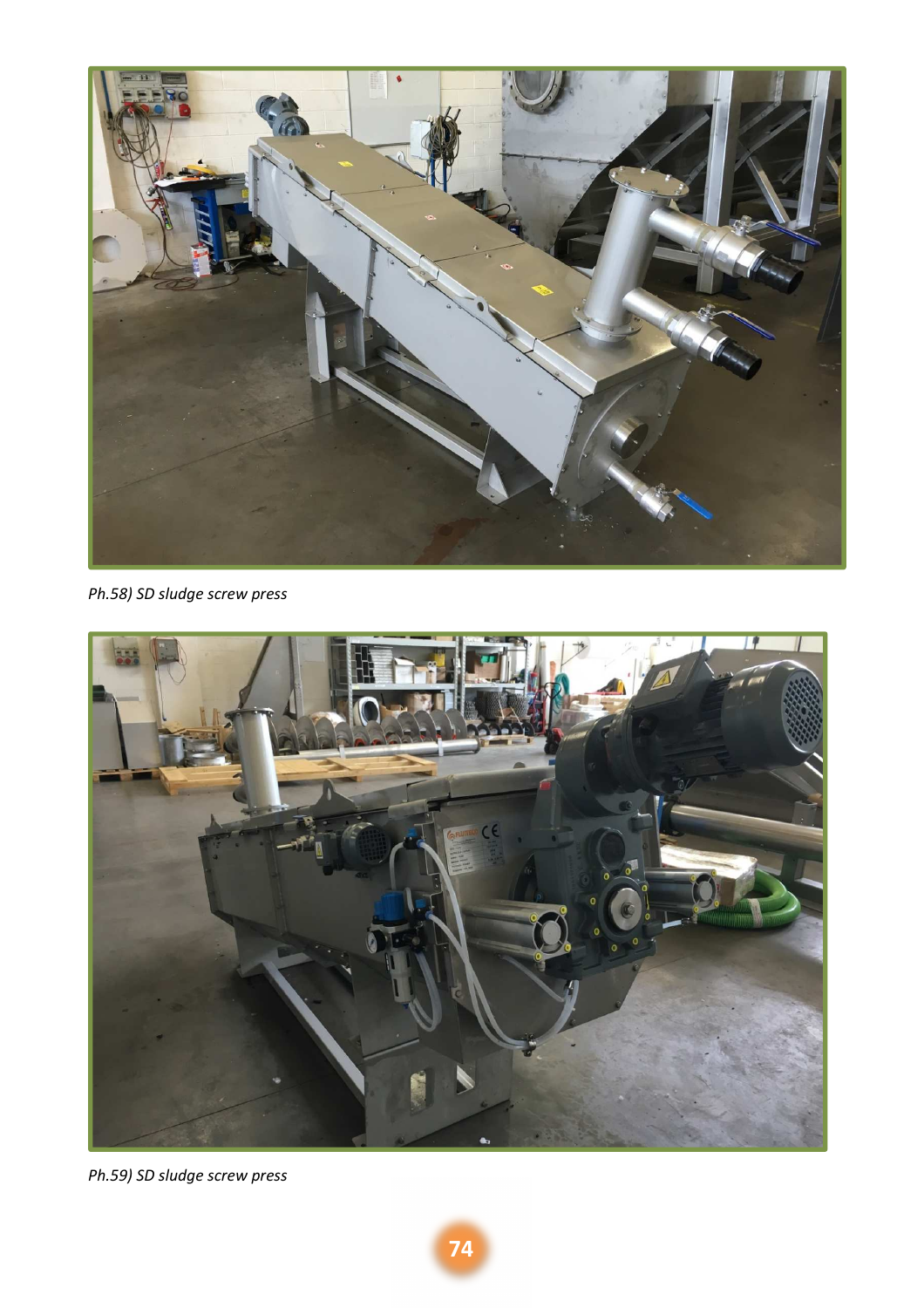Ph.58) SD sludge screw press

Ph.59) SD sludge screw press